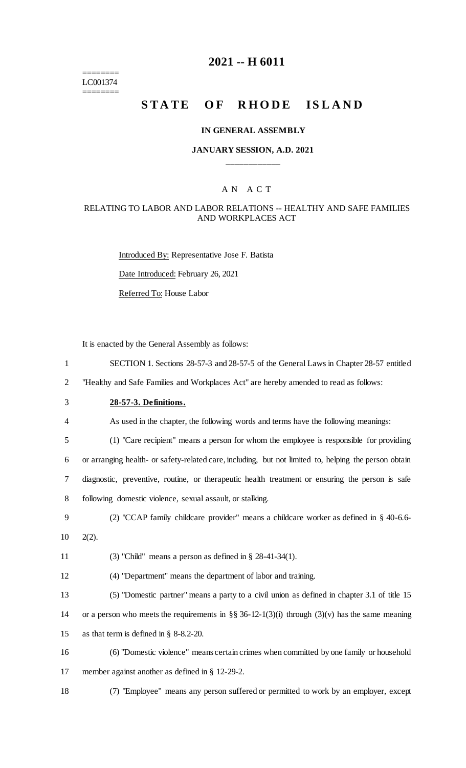# 2021 -- H 6011

========
LC001374
========

# STATE OF RHODE ISLAND

**IN GENERAL ASSEMBLY**

**JANUARY SESSION, A.D. 2021**

\_\_\_\_\_\_\_\_\_\_\_\_

A N A C T

RELATING TO LABOR AND LABOR RELATIONS -- HEALTHY AND SAFE FAMILIES AND WORKPLACES ACT

Introduced By: Representative Jose F. Batista

Date Introduced: February 26, 2021

Referred To: House Labor

It is enacted by the General Assembly as follows:

1 SECTION 1. Sections 28-57-3 and 28-57-5 of the General Laws in Chapter 28-57 entitled
2 "Healthy and Safe Families and Workplaces Act" are hereby amended to read as follows:

3 **28-57-3. Definitions.**

4 As used in the chapter, the following words and terms have the following meanings:

5 (1) "Care recipient" means a person for whom the employee is responsible for providing
6 or arranging health- or safety-related care, including, but not limited to, helping the person obtain
7 diagnostic, preventive, routine, or therapeutic health treatment or ensuring the person is safe
8 following domestic violence, sexual assault, or stalking.

9 (2) "CCAP family childcare provider" means a childcare worker as defined in § 40-6.6-
10 2(2).

11 (3) "Child" means a person as defined in § 28-41-34(1).

12 (4) "Department" means the department of labor and training.

13 (5) "Domestic partner" means a party to a civil union as defined in chapter 3.1 of title 15
14 or a person who meets the requirements in §§ 36-12-1(3)(i) through (3)(v) has the same meaning
15 as that term is defined in § 8-8.2-20.

16 (6) "Domestic violence" means certain crimes when committed by one family or household
17 member against another as defined in § 12-29-2.

18 (7) "Employee" means any person suffered or permitted to work by an employer, except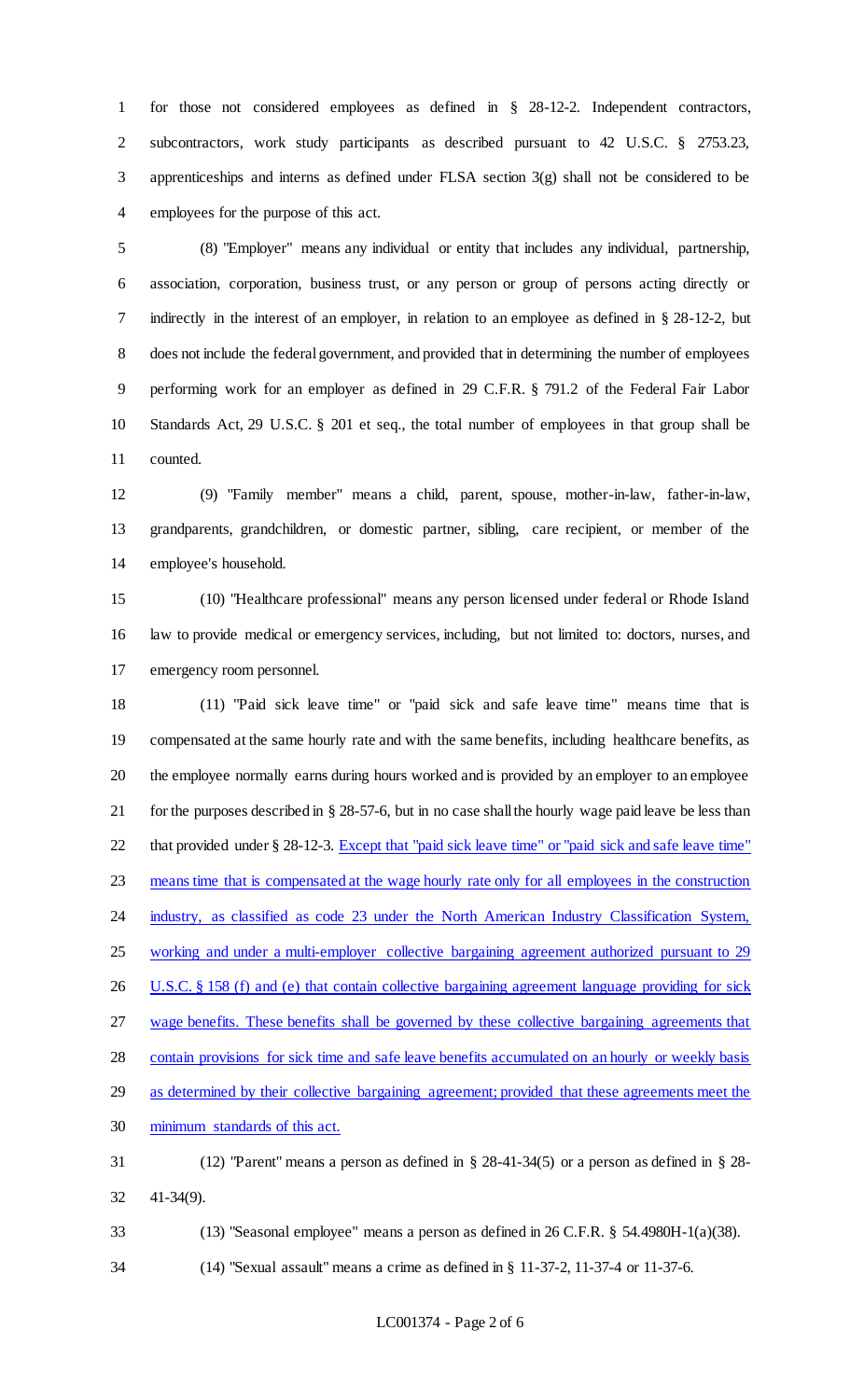for those not considered employees as defined in § 28-12-2. Independent contractors, subcontractors, work study participants as described pursuant to 42 U.S.C. § 2753.23, apprenticeships and interns as defined under FLSA section 3(g) shall not be considered to be employees for the purpose of this act.

(8) "Employer" means any individual or entity that includes any individual, partnership, association, corporation, business trust, or any person or group of persons acting directly or indirectly in the interest of an employer, in relation to an employee as defined in § 28-12-2, but does not include the federal government, and provided that in determining the number of employees performing work for an employer as defined in 29 C.F.R. § 791.2 of the Federal Fair Labor Standards Act, 29 U.S.C. § 201 et seq., the total number of employees in that group shall be counted.

(9) "Family member" means a child, parent, spouse, mother-in-law, father-in-law, grandparents, grandchildren, or domestic partner, sibling, care recipient, or member of the employee's household.

(10) "Healthcare professional" means any person licensed under federal or Rhode Island law to provide medical or emergency services, including, but not limited to: doctors, nurses, and emergency room personnel.

(11) "Paid sick leave time" or "paid sick and safe leave time" means time that is compensated at the same hourly rate and with the same benefits, including healthcare benefits, as the employee normally earns during hours worked and is provided by an employer to an employee for the purposes described in § 28-57-6, but in no case shall the hourly wage paid leave be less than that provided under § 28-12-3. Except that "paid sick leave time" or "paid sick and safe leave time" means time that is compensated at the wage hourly rate only for all employees in the construction industry, as classified as code 23 under the North American Industry Classification System, working and under a multi-employer collective bargaining agreement authorized pursuant to 29 U.S.C. § 158 (f) and (e) that contain collective bargaining agreement language providing for sick wage benefits. These benefits shall be governed by these collective bargaining agreements that contain provisions for sick time and safe leave benefits accumulated on an hourly or weekly basis as determined by their collective bargaining agreement; provided that these agreements meet the minimum standards of this act.

(12) "Parent" means a person as defined in § 28-41-34(5) or a person as defined in § 28-41-34(9).

(13) "Seasonal employee" means a person as defined in 26 C.F.R. § 54.4980H-1(a)(38).

(14) "Sexual assault" means a crime as defined in § 11-37-2, 11-37-4 or 11-37-6.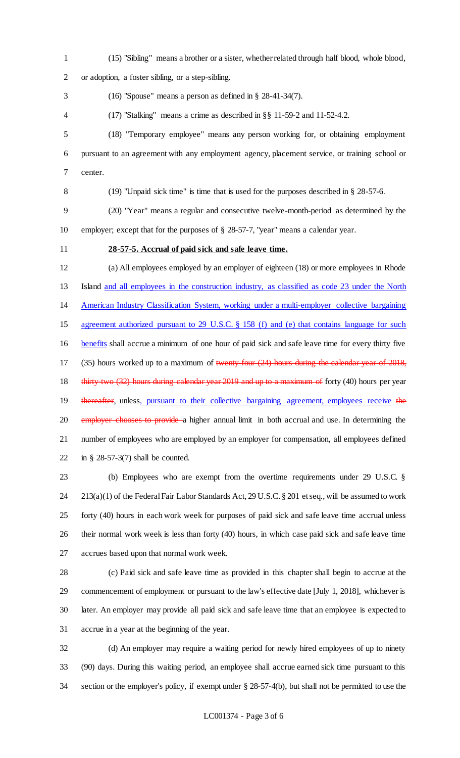(15) "Sibling" means a brother or a sister, whether related through half blood, whole blood, or adoption, a foster sibling, or a step-sibling.

(16) "Spouse" means a person as defined in § 28-41-34(7).

(17) "Stalking" means a crime as described in §§ 11-59-2 and 11-52-4.2.

(18) "Temporary employee" means any person working for, or obtaining employment pursuant to an agreement with any employment agency, placement service, or training school or center.

(19) "Unpaid sick time" is time that is used for the purposes described in § 28-57-6.

(20) "Year" means a regular and consecutive twelve-month-period as determined by the employer; except that for the purposes of § 28-57-7, "year" means a calendar year.

**28-57-5. Accrual of paid sick and safe leave time.**

(a) All employees employed by an employer of eighteen (18) or more employees in Rhode Island and all employees in the construction industry, as classified as code 23 under the North American Industry Classification System, working under a multi-employer collective bargaining agreement authorized pursuant to 29 U.S.C. § 158 (f) and (e) that contains language for such benefits shall accrue a minimum of one hour of paid sick and safe leave time for every thirty five (35) hours worked up to a maximum of ~~twenty-four (24) hours during the calendar year of 2018, thirty-two (32) hours during calendar year 2019 and up to a maximum of~~ forty (40) hours per year ~~thereafter~~, unless, pursuant to their collective bargaining agreement, employees receive ~~the employer chooses to provide~~ a higher annual limit in both accrual and use. In determining the number of employees who are employed by an employer for compensation, all employees defined in § 28-57-3(7) shall be counted.

(b) Employees who are exempt from the overtime requirements under 29 U.S.C. § 213(a)(1) of the Federal Fair Labor Standards Act, 29 U.S.C. § 201 et seq., will be assumed to work forty (40) hours in each work week for purposes of paid sick and safe leave time accrual unless their normal work week is less than forty (40) hours, in which case paid sick and safe leave time accrues based upon that normal work week.

(c) Paid sick and safe leave time as provided in this chapter shall begin to accrue at the commencement of employment or pursuant to the law's effective date [July 1, 2018], whichever is later. An employer may provide all paid sick and safe leave time that an employee is expected to accrue in a year at the beginning of the year.

(d) An employer may require a waiting period for newly hired employees of up to ninety (90) days. During this waiting period, an employee shall accrue earned sick time pursuant to this section or the employer's policy, if exempt under § 28-57-4(b), but shall not be permitted to use the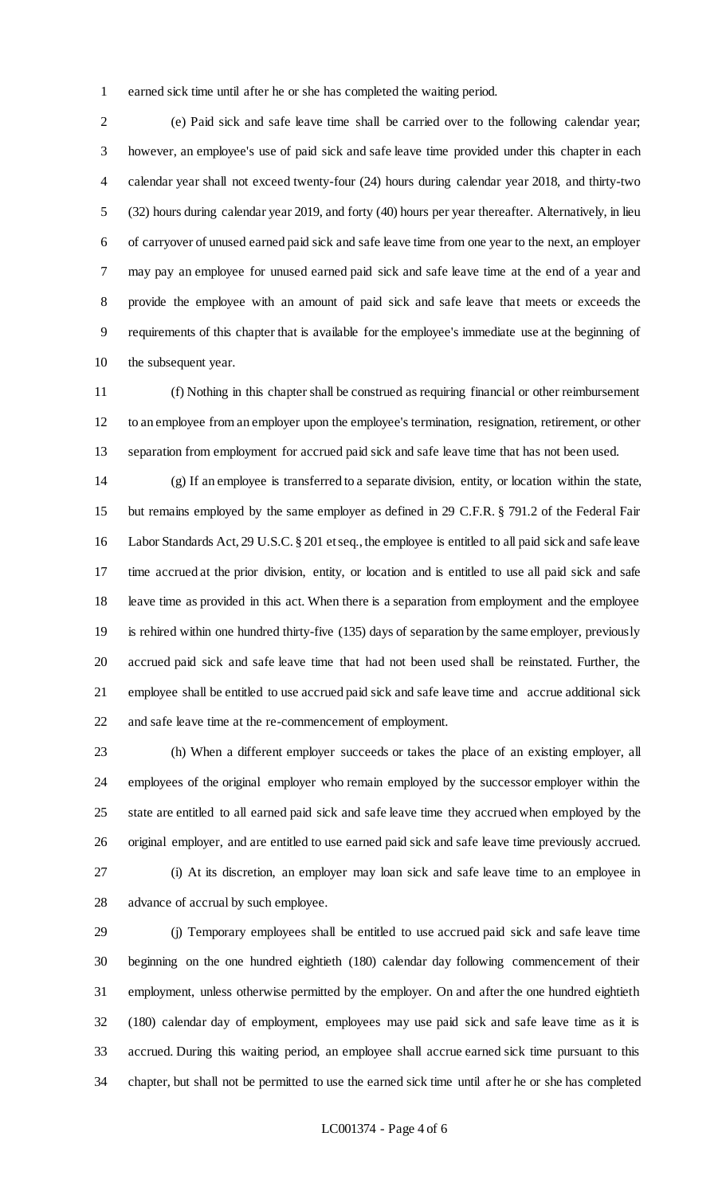earned sick time until after he or she has completed the waiting period.

(e) Paid sick and safe leave time shall be carried over to the following calendar year; however, an employee's use of paid sick and safe leave time provided under this chapter in each calendar year shall not exceed twenty-four (24) hours during calendar year 2018, and thirty-two (32) hours during calendar year 2019, and forty (40) hours per year thereafter. Alternatively, in lieu of carryover of unused earned paid sick and safe leave time from one year to the next, an employer may pay an employee for unused earned paid sick and safe leave time at the end of a year and provide the employee with an amount of paid sick and safe leave that meets or exceeds the requirements of this chapter that is available for the employee's immediate use at the beginning of the subsequent year.

(f) Nothing in this chapter shall be construed as requiring financial or other reimbursement to an employee from an employer upon the employee's termination, resignation, retirement, or other separation from employment for accrued paid sick and safe leave time that has not been used.

(g) If an employee is transferred to a separate division, entity, or location within the state, but remains employed by the same employer as defined in 29 C.F.R. § 791.2 of the Federal Fair Labor Standards Act, 29 U.S.C. § 201 et seq., the employee is entitled to all paid sick and safe leave time accrued at the prior division, entity, or location and is entitled to use all paid sick and safe leave time as provided in this act. When there is a separation from employment and the employee is rehired within one hundred thirty-five (135) days of separation by the same employer, previously accrued paid sick and safe leave time that had not been used shall be reinstated. Further, the employee shall be entitled to use accrued paid sick and safe leave time and accrue additional sick and safe leave time at the re-commencement of employment.

(h) When a different employer succeeds or takes the place of an existing employer, all employees of the original employer who remain employed by the successor employer within the state are entitled to all earned paid sick and safe leave time they accrued when employed by the original employer, and are entitled to use earned paid sick and safe leave time previously accrued.

(i) At its discretion, an employer may loan sick and safe leave time to an employee in advance of accrual by such employee.

(j) Temporary employees shall be entitled to use accrued paid sick and safe leave time beginning on the one hundred eightieth (180) calendar day following commencement of their employment, unless otherwise permitted by the employer. On and after the one hundred eightieth (180) calendar day of employment, employees may use paid sick and safe leave time as it is accrued. During this waiting period, an employee shall accrue earned sick time pursuant to this chapter, but shall not be permitted to use the earned sick time until after he or she has completed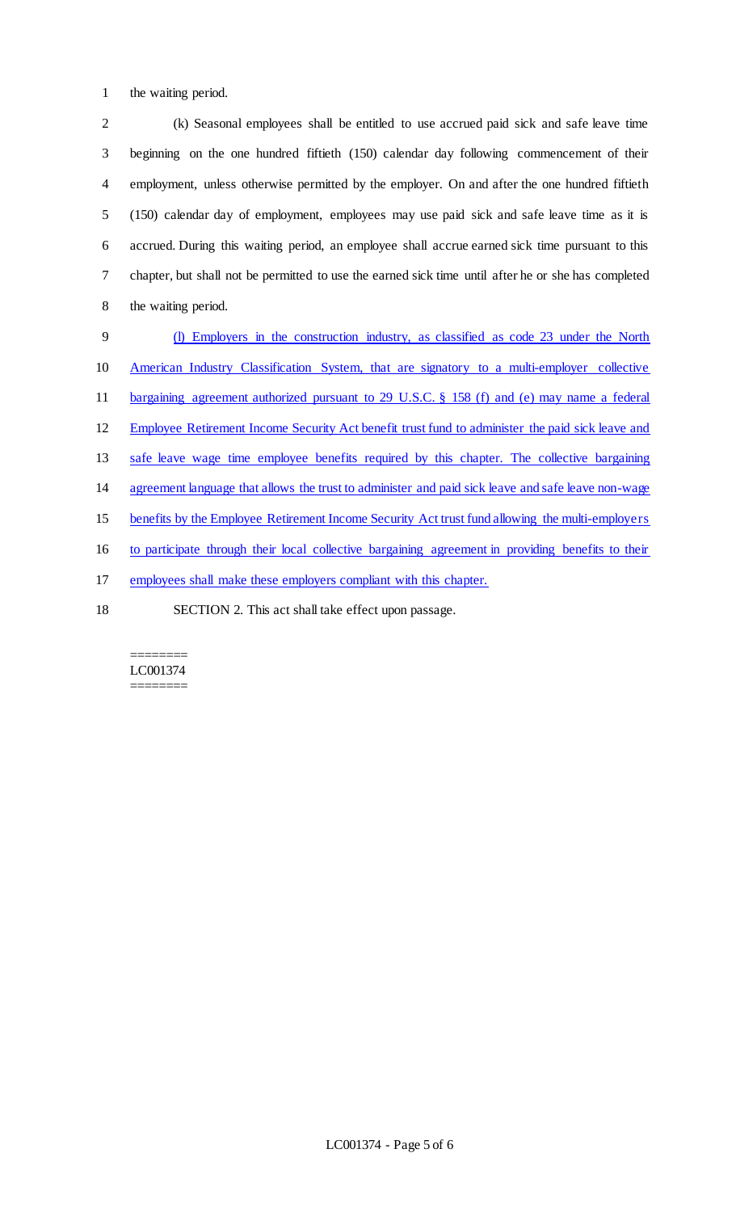the waiting period.

(k) Seasonal employees shall be entitled to use accrued paid sick and safe leave time beginning on the one hundred fiftieth (150) calendar day following commencement of their employment, unless otherwise permitted by the employer. On and after the one hundred fiftieth (150) calendar day of employment, employees may use paid sick and safe leave time as it is accrued. During this waiting period, an employee shall accrue earned sick time pursuant to this chapter, but shall not be permitted to use the earned sick time until after he or she has completed the waiting period.

<u>(l) Employers in the construction industry, as classified as code 23 under the North American Industry Classification System, that are signatory to a multi-employer collective bargaining agreement authorized pursuant to 29 U.S.C. § 158 (f) and (e) may name a federal Employee Retirement Income Security Act benefit trust fund to administer the paid sick leave and safe leave wage time employee benefits required by this chapter. The collective bargaining agreement language that allows the trust to administer and paid sick leave and safe leave non-wage benefits by the Employee Retirement Income Security Act trust fund allowing the multi-employers to participate through their local collective bargaining agreement in providing benefits to their employees shall make these employers compliant with this chapter.</u>

SECTION 2. This act shall take effect upon passage.

========
LC001374
========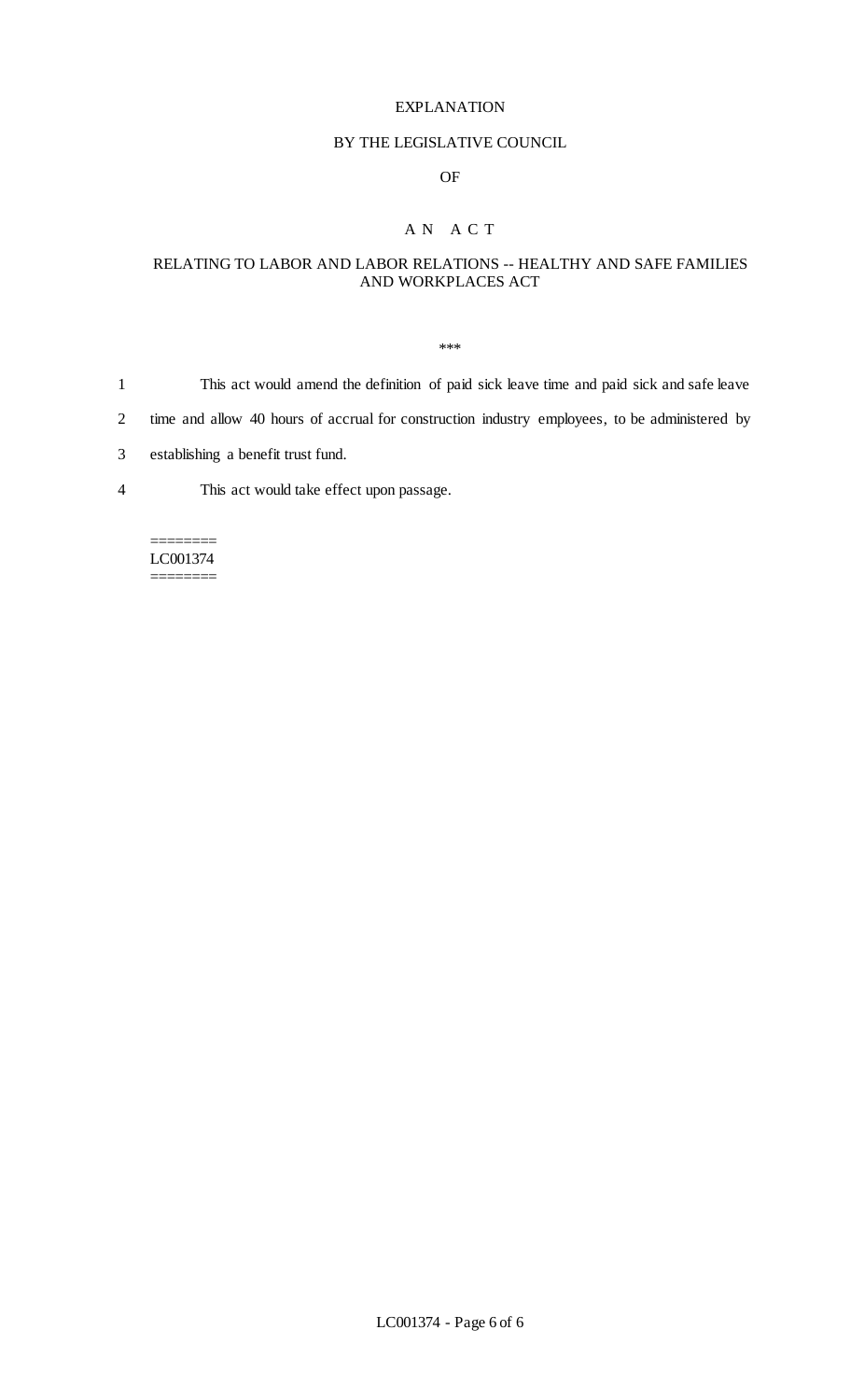EXPLANATION

BY THE LEGISLATIVE COUNCIL

OF

A N A C T

RELATING TO LABOR AND LABOR RELATIONS -- HEALTHY AND SAFE FAMILIES AND WORKPLACES ACT

***

This act would amend the definition of paid sick leave time and paid sick and safe leave time and allow 40 hours of accrual for construction industry employees, to be administered by establishing a benefit trust fund.

This act would take effect upon passage.

========
LC001374
========